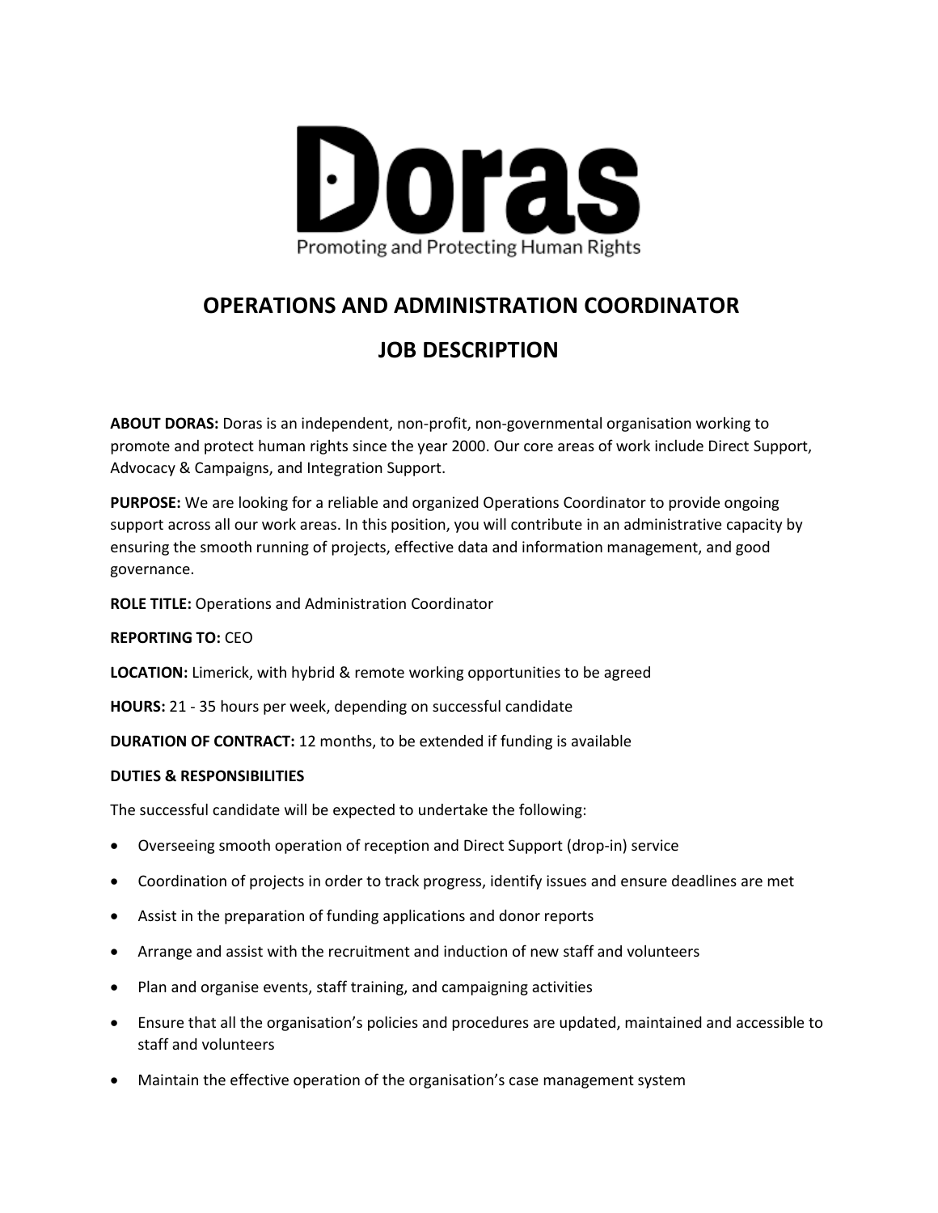# Doras

Promoting and Protecting Human Rights

## OPERATIONS AND ADMINISTRATION COORDINATOR

## JOB DESCRIPTION

**ABOUT DORAS:** Doras is an independent, non-profit, non-governmental organisation working to promote and protect human rights since the year 2000. Our core areas of work include Direct Support, Advocacy & Campaigns, and Integration Support.

**PURPOSE:** We are looking for a reliable and organized Operations Coordinator to provide ongoing support across all our work areas. In this position, you will contribute in an administrative capacity by ensuring the smooth running of projects, effective data and information management, and good governance.

**ROLE TITLE:** Operations and Administration Coordinator

**REPORTING TO:** CEO

**LOCATION:** Limerick, with hybrid & remote working opportunities to be agreed

**HOURS:** 21 - 35 hours per week, depending on successful candidate

**DURATION OF CONTRACT:** 12 months, to be extended if funding is available

**DUTIES & RESPONSIBILITIES**

The successful candidate will be expected to undertake the following:

- Overseeing smooth operation of reception and Direct Support (drop-in) service
- Coordination of projects in order to track progress, identify issues and ensure deadlines are met
- Assist in the preparation of funding applications and donor reports
- Arrange and assist with the recruitment and induction of new staff and volunteers
- Plan and organise events, staff training, and campaigning activities
- Ensure that all the organisation's policies and procedures are updated, maintained and accessible to staff and volunteers
- Maintain the effective operation of the organisation's case management system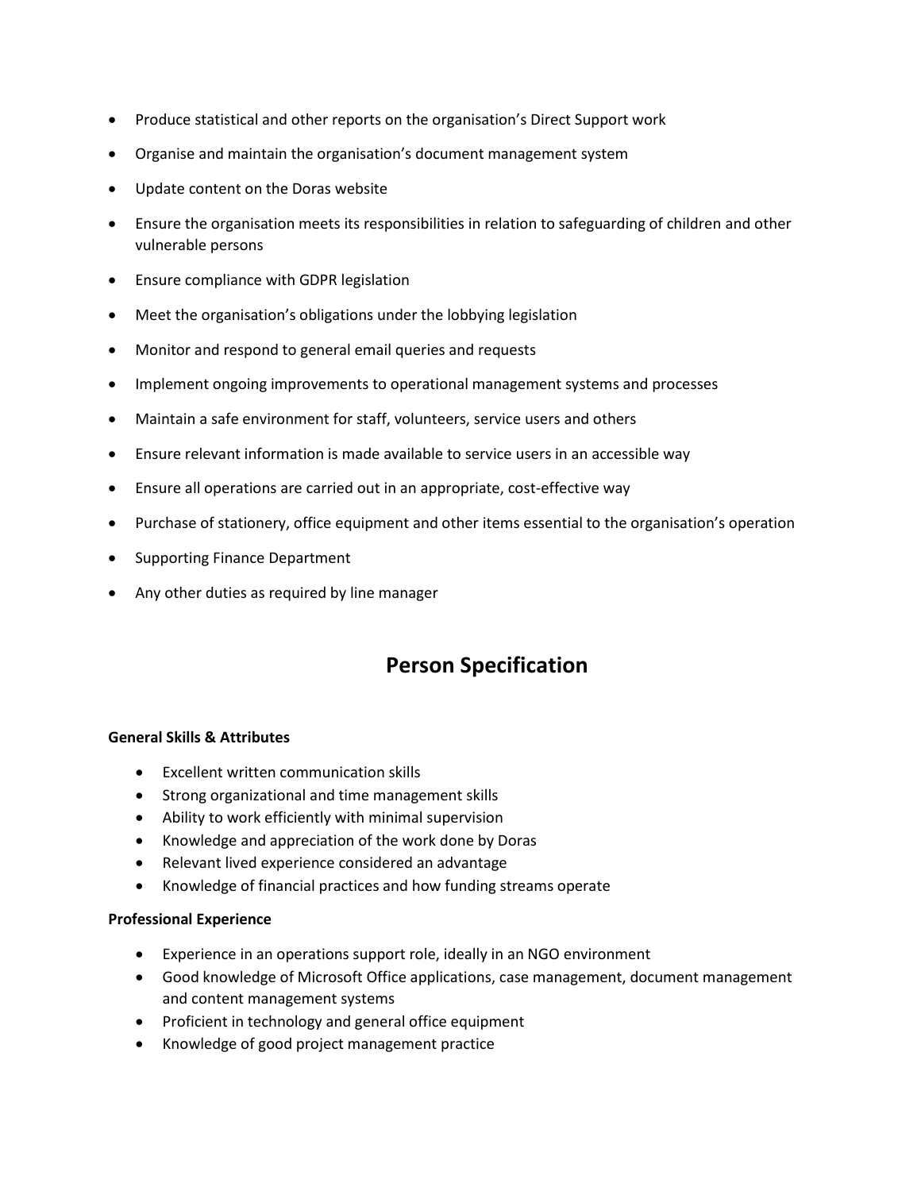- Produce statistical and other reports on the organisation's Direct Support work
- Organise and maintain the organisation's document management system
- Update content on the Doras website
- Ensure the organisation meets its responsibilities in relation to safeguarding of children and other vulnerable persons
- Ensure compliance with GDPR legislation
- Meet the organisation's obligations under the lobbying legislation
- Monitor and respond to general email queries and requests
- Implement ongoing improvements to operational management systems and processes
- Maintain a safe environment for staff, volunteers, service users and others
- Ensure relevant information is made available to service users in an accessible way
- Ensure all operations are carried out in an appropriate, cost-effective way
- Purchase of stationery, office equipment and other items essential to the organisation's operation
- Supporting Finance Department
- Any other duties as required by line manager

# Person Specification

**General Skills & Attributes**

- Excellent written communication skills
- Strong organizational and time management skills
- Ability to work efficiently with minimal supervision
- Knowledge and appreciation of the work done by Doras
- Relevant lived experience considered an advantage
- Knowledge of financial practices and how funding streams operate

**Professional Experience**

- Experience in an operations support role, ideally in an NGO environment
- Good knowledge of Microsoft Office applications, case management, document management and content management systems
- Proficient in technology and general office equipment
- Knowledge of good project management practice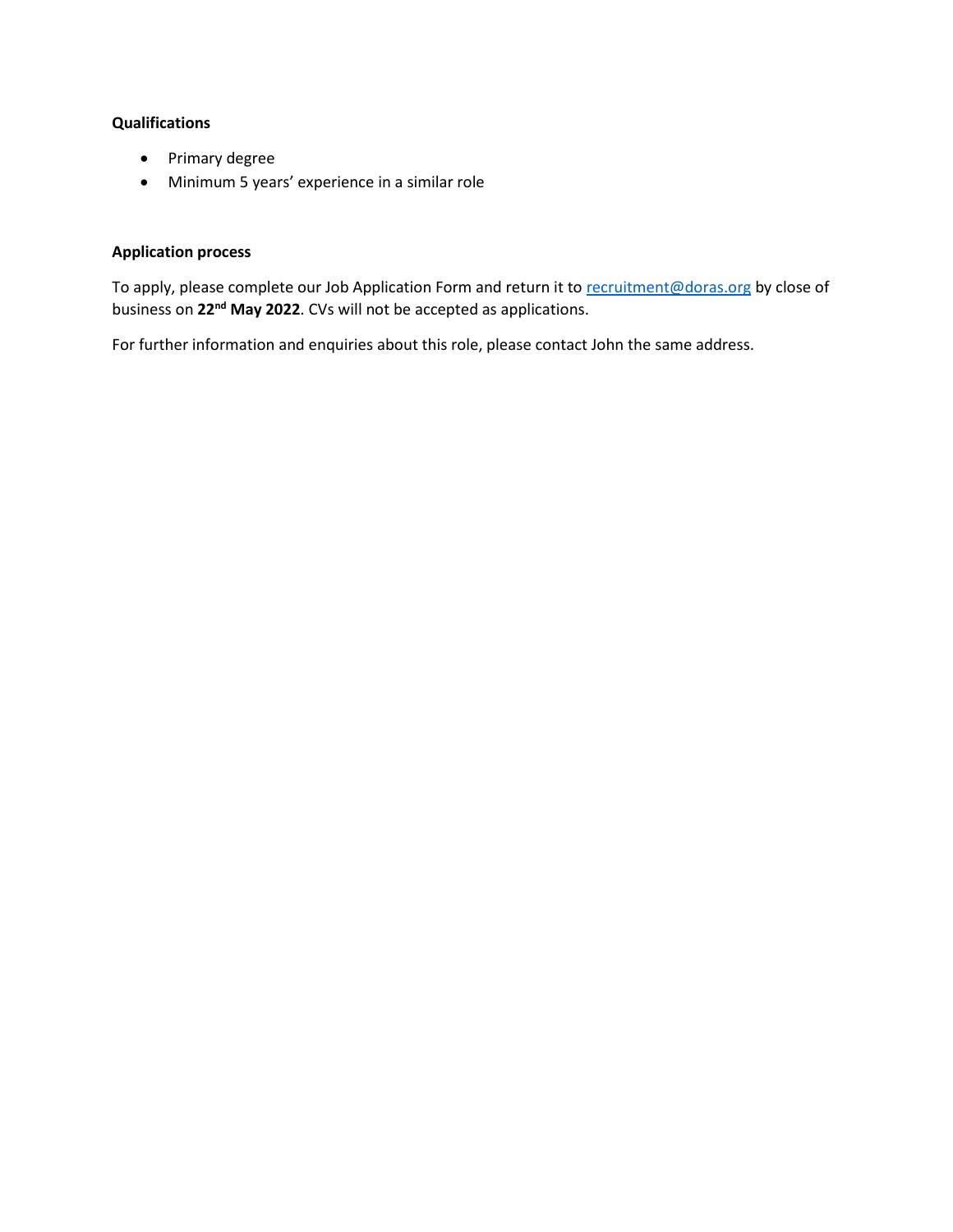**Qualifications**

- Primary degree
- Minimum 5 years' experience in a similar role

**Application process**

To apply, please complete our Job Application Form and return it to recruitment@doras.org by close of business on **22nd May 2022**. CVs will not be accepted as applications.

For further information and enquiries about this role, please contact John the same address.